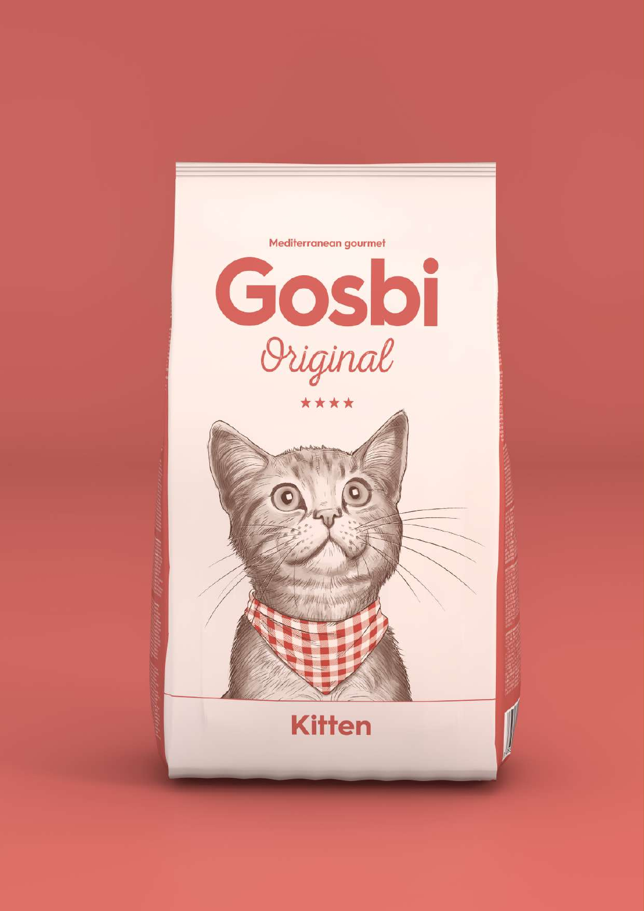Mediterranean gourmet

# Gosbi

*Original*

★★★★

**Kitten**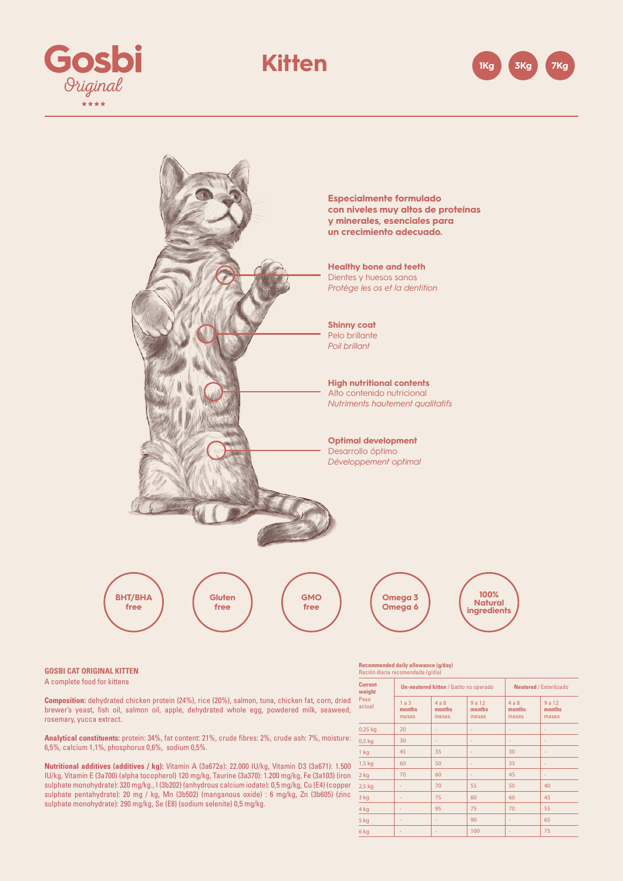# Gosbi Original ★★★★

# Kitten

1Kg 3Kg 7Kg

**Especialmente formulado con niveles muy altos de proteínas y minerales, esenciales para un crecimiento adecuado.**

**Healthy bone and teeth**
Dientes y huesos sanos
*Protège les os et la dentition*

**Shinny coat**
Pelo brillante
*Poil brillant*

**High nutritional contents**
Alto contenido nutricional
*Nutriments hautement qualitatifs*

**Optimal development**
Desarrollo óptimo
*Développement optimal*

BHT/BHA free

Gluten free

GMO free

Omega 3 Omega 6

100% Natural ingredients

**GOSBI CAT ORIGINAL KITTEN**

A complete food for kittens

**Composition:** dehydrated chicken protein (24%), rice (20%), salmon, tuna, chicken fat, corn, dried brewer's yeast, fish oil, salmon oil, apple, dehydrated whole egg, powdered milk, seaweed, rosemary, yucca extract.

**Analytical constituents:** protein: 34%, fat content: 21%, crude fibres: 2%, crude ash: 7%, moisture: 6,5%, calcium 1,1%, phosphorus 0,6%, sodium 0,5%.

**Nutritional additives (additives / kg):** Vitamin A (3a672a): 22.000 IU/kg, Vitamin D3 (3a671): 1.500 IU/kg, Vitamin E (3a700) (alpha tocopherol) 120 mg/kg, Taurine (3a370): 1.200 mg/kg, Fe (3a103) (iron sulphate monohydrate): 320 mg/kg., I (3b202) (anhydrous calcium iodate): 0,5 mg/kg, Cu (E4) (copper sulphate pentahydrate): 20 mg / kg, Mn (3b502) (manganous oxide) : 6 mg/kg, Zn (3b605) (zinc sulphate monohydrate): 290 mg/kg, Se (E8) (sodium selenite) 0,5 mg/kg.

**Recommended daily allowance (g/day)**
Ración diaria recomendada (g/día)

| Current weight / Peso actual | **Un-neutered kitten** / Gatito no operado | | | **Neutered** / Esterilizado | |
|---|---|---|---|---|---|
| | 1 a 3 months meses | 4 a 8 months meses | 9 a 12 months meses | 4 a 8 months meses | 9 a 12 months meses |
| 0,25 kg | 20 | - | - | - | - |
| 0,5 kg | 30 | - | - | - | - |
| 1 kg | 45 | 35 | - | 30 | - |
| 1,5 kg | 60 | 50 | - | 35 | - |
| 2 kg | 70 | 60 | - | 45 | - |
| 2,5 kg | - | 70 | 55 | 50 | 40 |
| 3 kg | - | 75 | 60 | 60 | 45 |
| 4 kg | - | 95 | 75 | 70 | 55 |
| 5 kg | - | - | 90 | - | 65 |
| 6 kg | - | - | 100 | - | 75 |